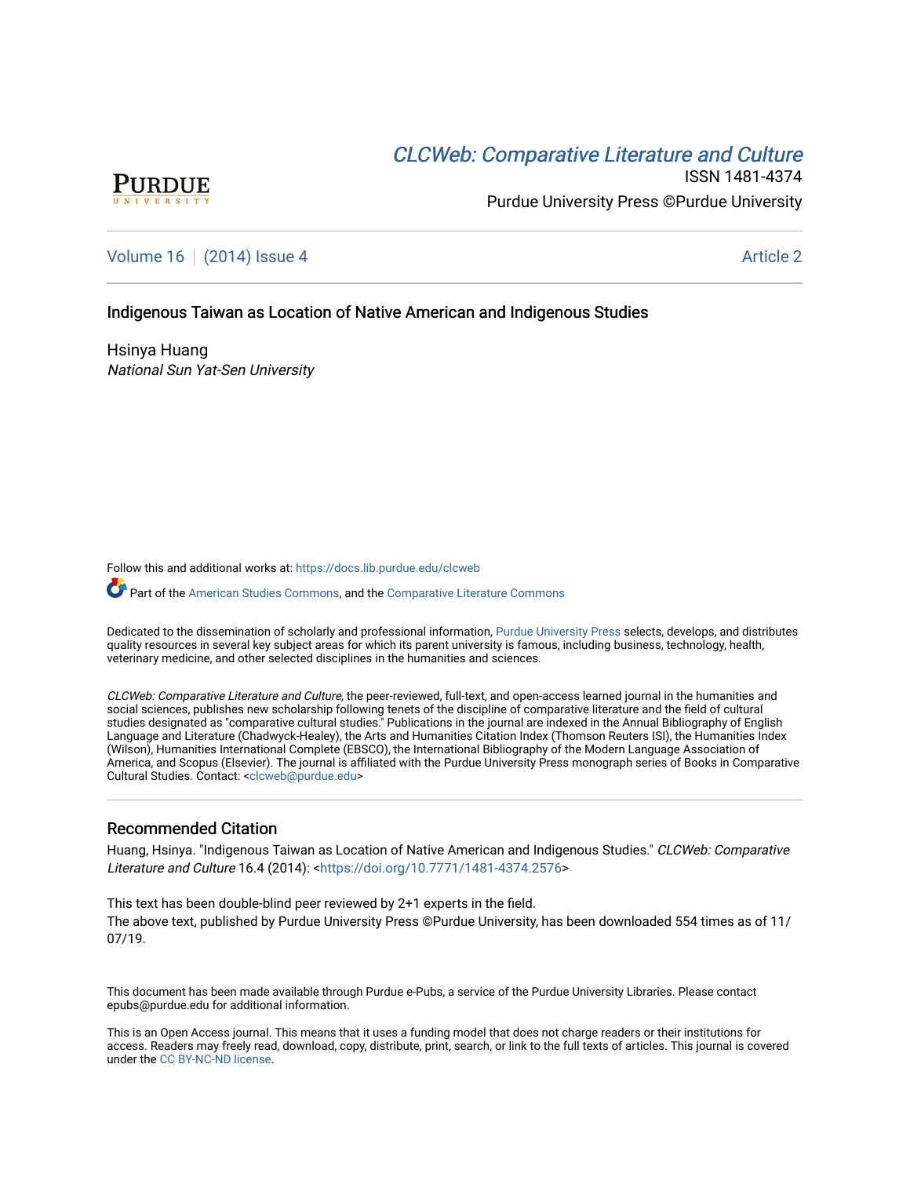# *CLCWeb: Comparative Literature and Culture*

ISSN 1481-4374

Purdue University Press ©Purdue University

Volume 16 | (2014) Issue 4 | Article 2

## Indigenous Taiwan as Location of Native American and Indigenous Studies

Hsinya Huang
*National Sun Yat-Sen University*

Follow this and additional works at: https://docs.lib.purdue.edu/clcweb

Part of the American Studies Commons, and the Comparative Literature Commons

Dedicated to the dissemination of scholarly and professional information, Purdue University Press selects, develops, and distributes quality resources in several key subject areas for which its parent university is famous, including business, technology, health, veterinary medicine, and other selected disciplines in the humanities and sciences.

*CLCWeb: Comparative Literature and Culture*, the peer-reviewed, full-text, and open-access learned journal in the humanities and social sciences, publishes new scholarship following tenets of the discipline of comparative literature and the field of cultural studies designated as "comparative cultural studies." Publications in the journal are indexed in the Annual Bibliography of English Language and Literature (Chadwyck-Healey), the Arts and Humanities Citation Index (Thomson Reuters ISI), the Humanities Index (Wilson), Humanities International Complete (EBSCO), the International Bibliography of the Modern Language Association of America, and Scopus (Elsevier). The journal is affiliated with the Purdue University Press monograph series of Books in Comparative Cultural Studies. Contact: <clcweb@purdue.edu>

### Recommended Citation

Huang, Hsinya. "Indigenous Taiwan as Location of Native American and Indigenous Studies." *CLCWeb: Comparative Literature and Culture* 16.4 (2014): <https://doi.org/10.7771/1481-4374.2576>

This text has been double-blind peer reviewed by 2+1 experts in the field.
The above text, published by Purdue University Press ©Purdue University, has been downloaded 554 times as of 11/07/19.

This document has been made available through Purdue e-Pubs, a service of the Purdue University Libraries. Please contact epubs@purdue.edu for additional information.

This is an Open Access journal. This means that it uses a funding model that does not charge readers or their institutions for access. Readers may freely read, download, copy, distribute, print, search, or link to the full texts of articles. This journal is covered under the CC BY-NC-ND license.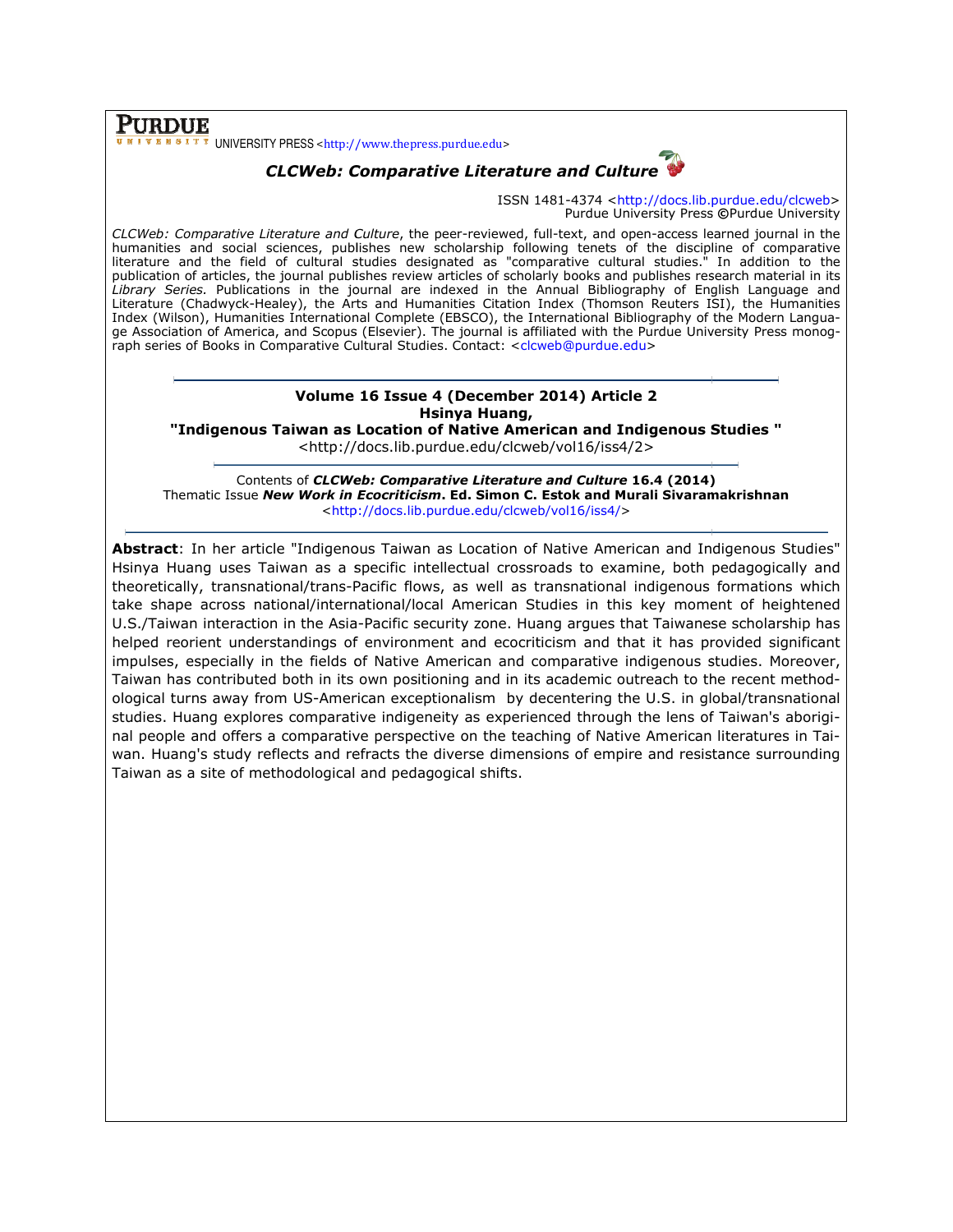**PURDUE** UNIVERSITY PRESS <http://www.thepress.purdue.edu>

***CLCWeb: Comparative Literature and Culture***

ISSN 1481-4374 <http://docs.lib.purdue.edu/clcweb>
Purdue University Press ©Purdue University

*CLCWeb: Comparative Literature and Culture*, the peer-reviewed, full-text, and open-access learned journal in the humanities and social sciences, publishes new scholarship following tenets of the discipline of comparative literature and the field of cultural studies designated as "comparative cultural studies." In addition to the publication of articles, the journal publishes review articles of scholarly books and publishes research material in its *Library Series.* Publications in the journal are indexed in the Annual Bibliography of English Language and Literature (Chadwyck-Healey), the Arts and Humanities Citation Index (Thomson Reuters ISI), the Humanities Index (Wilson), Humanities International Complete (EBSCO), the International Bibliography of the Modern Language Association of America, and Scopus (Elsevier). The journal is affiliated with the Purdue University Press monograph series of Books in Comparative Cultural Studies. Contact: <clcweb@purdue.edu>

---

**Volume 16 Issue 4 (December 2014) Article 2**
**Hsinya Huang,**
**"Indigenous Taiwan as Location of Native American and Indigenous Studies "**
<http://docs.lib.purdue.edu/clcweb/vol16/iss4/2>

---

Contents of ***CLCWeb: Comparative Literature and Culture*** **16.4 (2014)**
Thematic Issue ***New Work in Ecocriticism*****. Ed. Simon C. Estok and Murali Sivaramakrishnan**
<http://docs.lib.purdue.edu/clcweb/vol16/iss4/>

---

**Abstract**: In her article "Indigenous Taiwan as Location of Native American and Indigenous Studies" Hsinya Huang uses Taiwan as a specific intellectual crossroads to examine, both pedagogically and theoretically, transnational/trans-Pacific flows, as well as transnational indigenous formations which take shape across national/international/local American Studies in this key moment of heightened U.S./Taiwan interaction in the Asia-Pacific security zone. Huang argues that Taiwanese scholarship has helped reorient understandings of environment and ecocriticism and that it has provided significant impulses, especially in the fields of Native American and comparative indigenous studies. Moreover, Taiwan has contributed both in its own positioning and in its academic outreach to the recent methodological turns away from US-American exceptionalism by decentering the U.S. in global/transnational studies. Huang explores comparative indigeneity as experienced through the lens of Taiwan's aboriginal people and offers a comparative perspective on the teaching of Native American literatures in Taiwan. Huang's study reflects and refracts the diverse dimensions of empire and resistance surrounding Taiwan as a site of methodological and pedagogical shifts.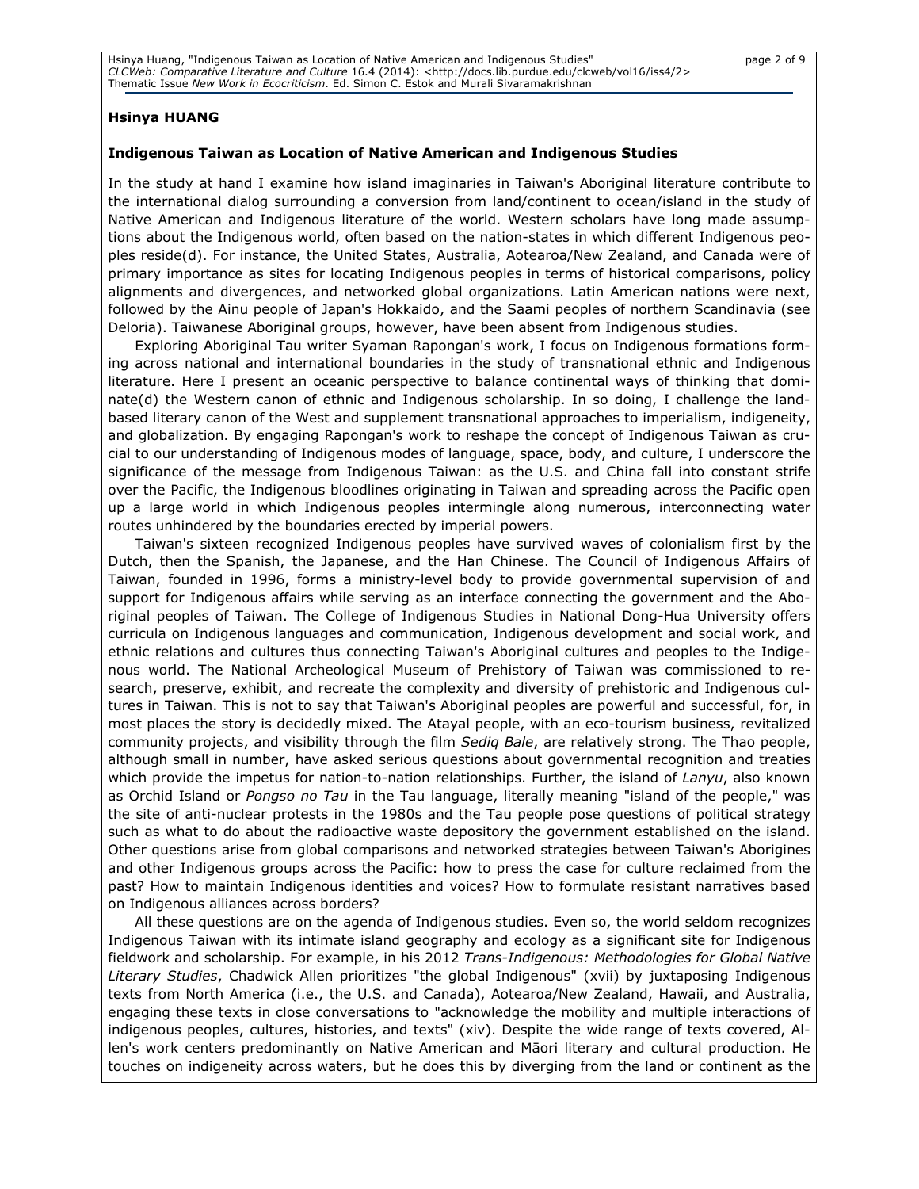**Hsinya HUANG**

**Indigenous Taiwan as Location of Native American and Indigenous Studies**

In the study at hand I examine how island imaginaries in Taiwan's Aboriginal literature contribute to the international dialog surrounding a conversion from land/continent to ocean/island in the study of Native American and Indigenous literature of the world. Western scholars have long made assumptions about the Indigenous world, often based on the nation-states in which different Indigenous peoples reside(d). For instance, the United States, Australia, Aotearoa/New Zealand, and Canada were of primary importance as sites for locating Indigenous peoples in terms of historical comparisons, policy alignments and divergences, and networked global organizations. Latin American nations were next, followed by the Ainu people of Japan's Hokkaido, and the Saami peoples of northern Scandinavia (see Deloria). Taiwanese Aboriginal groups, however, have been absent from Indigenous studies.

Exploring Aboriginal Tau writer Syaman Rapongan's work, I focus on Indigenous formations forming across national and international boundaries in the study of transnational ethnic and Indigenous literature. Here I present an oceanic perspective to balance continental ways of thinking that dominate(d) the Western canon of ethnic and Indigenous scholarship. In so doing, I challenge the land-based literary canon of the West and supplement transnational approaches to imperialism, indigeneity, and globalization. By engaging Rapongan's work to reshape the concept of Indigenous Taiwan as crucial to our understanding of Indigenous modes of language, space, body, and culture, I underscore the significance of the message from Indigenous Taiwan: as the U.S. and China fall into constant strife over the Pacific, the Indigenous bloodlines originating in Taiwan and spreading across the Pacific open up a large world in which Indigenous peoples intermingle along numerous, interconnecting water routes unhindered by the boundaries erected by imperial powers.

Taiwan's sixteen recognized Indigenous peoples have survived waves of colonialism first by the Dutch, then the Spanish, the Japanese, and the Han Chinese. The Council of Indigenous Affairs of Taiwan, founded in 1996, forms a ministry-level body to provide governmental supervision of and support for Indigenous affairs while serving as an interface connecting the government and the Aboriginal peoples of Taiwan. The College of Indigenous Studies in National Dong-Hua University offers curricula on Indigenous languages and communication, Indigenous development and social work, and ethnic relations and cultures thus connecting Taiwan's Aboriginal cultures and peoples to the Indigenous world. The National Archeological Museum of Prehistory of Taiwan was commissioned to research, preserve, exhibit, and recreate the complexity and diversity of prehistoric and Indigenous cultures in Taiwan. This is not to say that Taiwan's Aboriginal peoples are powerful and successful, for, in most places the story is decidedly mixed. The Atayal people, with an eco-tourism business, revitalized community projects, and visibility through the film *Sediq Bale*, are relatively strong. The Thao people, although small in number, have asked serious questions about governmental recognition and treaties which provide the impetus for nation-to-nation relationships. Further, the island of *Lanyu*, also known as Orchid Island or *Pongso no Tau* in the Tau language, literally meaning "island of the people," was the site of anti-nuclear protests in the 1980s and the Tau people pose questions of political strategy such as what to do about the radioactive waste depository the government established on the island. Other questions arise from global comparisons and networked strategies between Taiwan's Aborigines and other Indigenous groups across the Pacific: how to press the case for culture reclaimed from the past? How to maintain Indigenous identities and voices? How to formulate resistant narratives based on Indigenous alliances across borders?

All these questions are on the agenda of Indigenous studies. Even so, the world seldom recognizes Indigenous Taiwan with its intimate island geography and ecology as a significant site for Indigenous fieldwork and scholarship. For example, in his 2012 *Trans-Indigenous: Methodologies for Global Native Literary Studies*, Chadwick Allen prioritizes "the global Indigenous" (xvii) by juxtaposing Indigenous texts from North America (i.e., the U.S. and Canada), Aotearoa/New Zealand, Hawaii, and Australia, engaging these texts in close conversations to "acknowledge the mobility and multiple interactions of indigenous peoples, cultures, histories, and texts" (xiv). Despite the wide range of texts covered, Allen's work centers predominantly on Native American and Māori literary and cultural production. He touches on indigeneity across waters, but he does this by diverging from the land or continent as the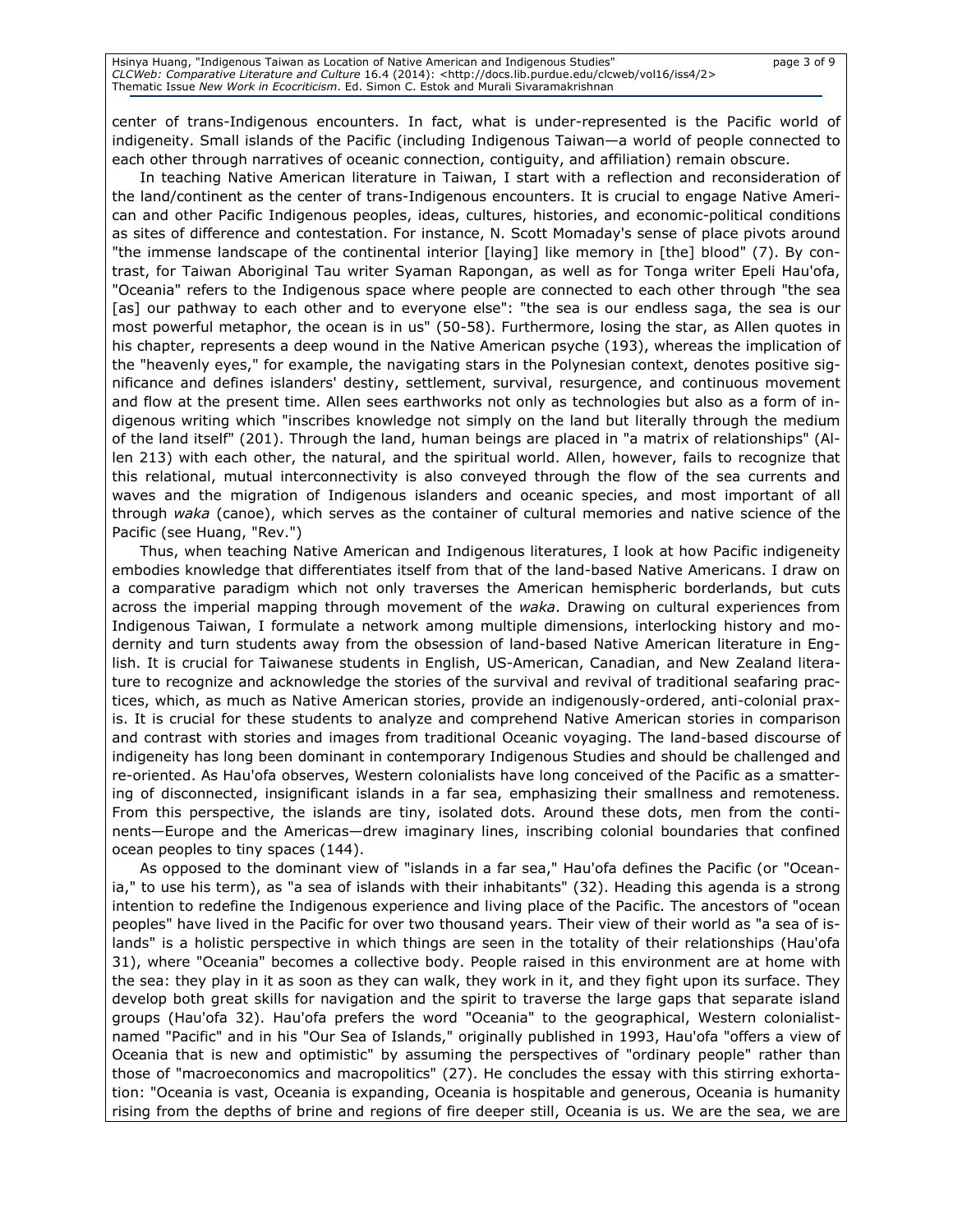center of trans-Indigenous encounters. In fact, what is under-represented is the Pacific world of indigeneity. Small islands of the Pacific (including Indigenous Taiwan—a world of people connected to each other through narratives of oceanic connection, contiguity, and affiliation) remain obscure.

In teaching Native American literature in Taiwan, I start with a reflection and reconsideration of the land/continent as the center of trans-Indigenous encounters. It is crucial to engage Native American and other Pacific Indigenous peoples, ideas, cultures, histories, and economic-political conditions as sites of difference and contestation. For instance, N. Scott Momaday's sense of place pivots around "the immense landscape of the continental interior [laying] like memory in [the] blood" (7). By contrast, for Taiwan Aboriginal Tau writer Syaman Rapongan, as well as for Tonga writer Epeli Hau'ofa, "Oceania" refers to the Indigenous space where people are connected to each other through "the sea [as] our pathway to each other and to everyone else": "the sea is our endless saga, the sea is our most powerful metaphor, the ocean is in us" (50-58). Furthermore, losing the star, as Allen quotes in his chapter, represents a deep wound in the Native American psyche (193), whereas the implication of the "heavenly eyes," for example, the navigating stars in the Polynesian context, denotes positive significance and defines islanders' destiny, settlement, survival, resurgence, and continuous movement and flow at the present time. Allen sees earthworks not only as technologies but also as a form of indigenous writing which "inscribes knowledge not simply on the land but literally through the medium of the land itself" (201). Through the land, human beings are placed in "a matrix of relationships" (Allen 213) with each other, the natural, and the spiritual world. Allen, however, fails to recognize that this relational, mutual interconnectivity is also conveyed through the flow of the sea currents and waves and the migration of Indigenous islanders and oceanic species, and most important of all through *waka* (canoe), which serves as the container of cultural memories and native science of the Pacific (see Huang, "Rev.")

Thus, when teaching Native American and Indigenous literatures, I look at how Pacific indigeneity embodies knowledge that differentiates itself from that of the land-based Native Americans. I draw on a comparative paradigm which not only traverses the American hemispheric borderlands, but cuts across the imperial mapping through movement of the *waka*. Drawing on cultural experiences from Indigenous Taiwan, I formulate a network among multiple dimensions, interlocking history and modernity and turn students away from the obsession of land-based Native American literature in English. It is crucial for Taiwanese students in English, US-American, Canadian, and New Zealand literature to recognize and acknowledge the stories of the survival and revival of traditional seafaring practices, which, as much as Native American stories, provide an indigenously-ordered, anti-colonial praxis. It is crucial for these students to analyze and comprehend Native American stories in comparison and contrast with stories and images from traditional Oceanic voyaging. The land-based discourse of indigeneity has long been dominant in contemporary Indigenous Studies and should be challenged and re-oriented. As Hau'ofa observes, Western colonialists have long conceived of the Pacific as a smattering of disconnected, insignificant islands in a far sea, emphasizing their smallness and remoteness. From this perspective, the islands are tiny, isolated dots. Around these dots, men from the continents—Europe and the Americas—drew imaginary lines, inscribing colonial boundaries that confined ocean peoples to tiny spaces (144).

As opposed to the dominant view of "islands in a far sea," Hau'ofa defines the Pacific (or "Oceania," to use his term), as "a sea of islands with their inhabitants" (32). Heading this agenda is a strong intention to redefine the Indigenous experience and living place of the Pacific. The ancestors of "ocean peoples" have lived in the Pacific for over two thousand years. Their view of their world as "a sea of islands" is a holistic perspective in which things are seen in the totality of their relationships (Hau'ofa 31), where "Oceania" becomes a collective body. People raised in this environment are at home with the sea: they play in it as soon as they can walk, they work in it, and they fight upon its surface. They develop both great skills for navigation and the spirit to traverse the large gaps that separate island groups (Hau'ofa 32). Hau'ofa prefers the word "Oceania" to the geographical, Western colonialist-named "Pacific" and in his "Our Sea of Islands," originally published in 1993, Hau'ofa "offers a view of Oceania that is new and optimistic" by assuming the perspectives of "ordinary people" rather than those of "macroeconomics and macropolitics" (27). He concludes the essay with this stirring exhortation: "Oceania is vast, Oceania is expanding, Oceania is hospitable and generous, Oceania is humanity rising from the depths of brine and regions of fire deeper still, Oceania is us. We are the sea, we are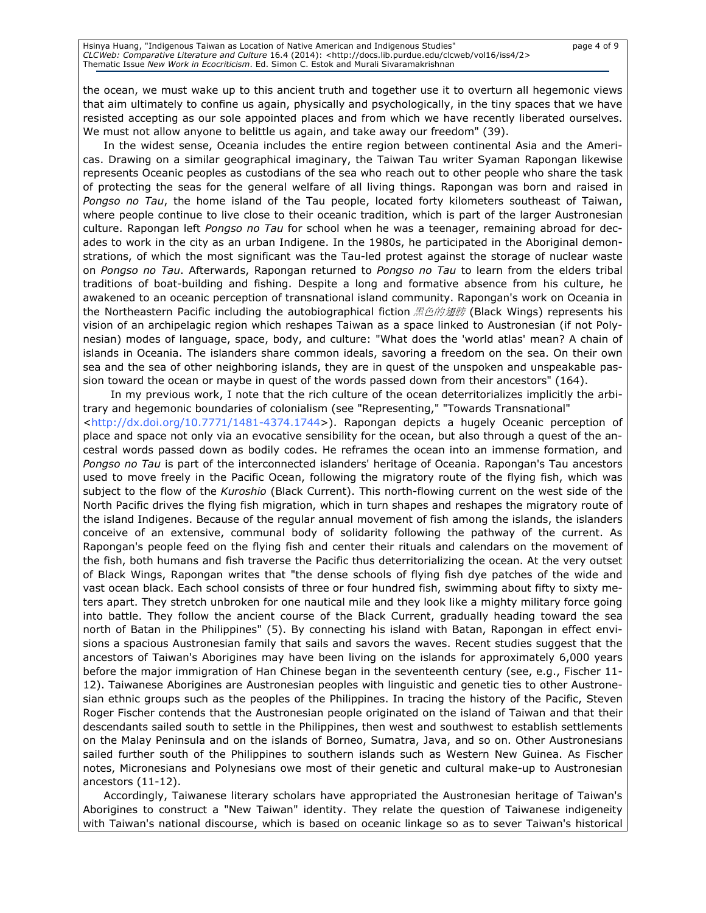the ocean, we must wake up to this ancient truth and together use it to overturn all hegemonic views that aim ultimately to confine us again, physically and psychologically, in the tiny spaces that we have resisted accepting as our sole appointed places and from which we have recently liberated ourselves. We must not allow anyone to belittle us again, and take away our freedom" (39).

In the widest sense, Oceania includes the entire region between continental Asia and the Americas. Drawing on a similar geographical imaginary, the Taiwan Tau writer Syaman Rapongan likewise represents Oceanic peoples as custodians of the sea who reach out to other people who share the task of protecting the seas for the general welfare of all living things. Rapongan was born and raised in *Pongso no Tau*, the home island of the Tau people, located forty kilometers southeast of Taiwan, where people continue to live close to their oceanic tradition, which is part of the larger Austronesian culture. Rapongan left *Pongso no Tau* for school when he was a teenager, remaining abroad for decades to work in the city as an urban Indigene. In the 1980s, he participated in the Aboriginal demonstrations, of which the most significant was the Tau-led protest against the storage of nuclear waste on *Pongso no Tau*. Afterwards, Rapongan returned to *Pongso no Tau* to learn from the elders tribal traditions of boat-building and fishing. Despite a long and formative absence from his culture, he awakened to an oceanic perception of transnational island community. Rapongan's work on Oceania in the Northeastern Pacific including the autobiographical fiction *黑色的翅膀* (Black Wings) represents his vision of an archipelagic region which reshapes Taiwan as a space linked to Austronesian (if not Polynesian) modes of language, space, body, and culture: "What does the 'world atlas' mean? A chain of islands in Oceania. The islanders share common ideals, savoring a freedom on the sea. On their own sea and the sea of other neighboring islands, they are in quest of the unspoken and unspeakable passion toward the ocean or maybe in quest of the words passed down from their ancestors" (164).

In my previous work, I note that the rich culture of the ocean deterritorializes implicitly the arbitrary and hegemonic boundaries of colonialism (see "Representing," "Towards Transnational" <http://dx.doi.org/10.7771/1481-4374.1744>). Rapongan depicts a hugely Oceanic perception of place and space not only via an evocative sensibility for the ocean, but also through a quest of the ancestral words passed down as bodily codes. He reframes the ocean into an immense formation, and *Pongso no Tau* is part of the interconnected islanders' heritage of Oceania. Rapongan's Tau ancestors used to move freely in the Pacific Ocean, following the migratory route of the flying fish, which was subject to the flow of the *Kuroshio* (Black Current). This north-flowing current on the west side of the North Pacific drives the flying fish migration, which in turn shapes and reshapes the migratory route of the island Indigenes. Because of the regular annual movement of fish among the islands, the islanders conceive of an extensive, communal body of solidarity following the pathway of the current. As Rapongan's people feed on the flying fish and center their rituals and calendars on the movement of the fish, both humans and fish traverse the Pacific thus deterritorializing the ocean. At the very outset of Black Wings, Rapongan writes that "the dense schools of flying fish dye patches of the wide and vast ocean black. Each school consists of three or four hundred fish, swimming about fifty to sixty meters apart. They stretch unbroken for one nautical mile and they look like a mighty military force going into battle. They follow the ancient course of the Black Current, gradually heading toward the sea north of Batan in the Philippines" (5). By connecting his island with Batan, Rapongan in effect envisions a spacious Austronesian family that sails and savors the waves. Recent studies suggest that the ancestors of Taiwan's Aborigines may have been living on the islands for approximately 6,000 years before the major immigration of Han Chinese began in the seventeenth century (see, e.g., Fischer 11-12). Taiwanese Aborigines are Austronesian peoples with linguistic and genetic ties to other Austronesian ethnic groups such as the peoples of the Philippines. In tracing the history of the Pacific, Steven Roger Fischer contends that the Austronesian people originated on the island of Taiwan and that their descendants sailed south to settle in the Philippines, then west and southwest to establish settlements on the Malay Peninsula and on the islands of Borneo, Sumatra, Java, and so on. Other Austronesians sailed further south of the Philippines to southern islands such as Western New Guinea. As Fischer notes, Micronesians and Polynesians owe most of their genetic and cultural make-up to Austronesian ancestors (11-12).

Accordingly, Taiwanese literary scholars have appropriated the Austronesian heritage of Taiwan's Aborigines to construct a "New Taiwan" identity. They relate the question of Taiwanese indigeneity with Taiwan's national discourse, which is based on oceanic linkage so as to sever Taiwan's historical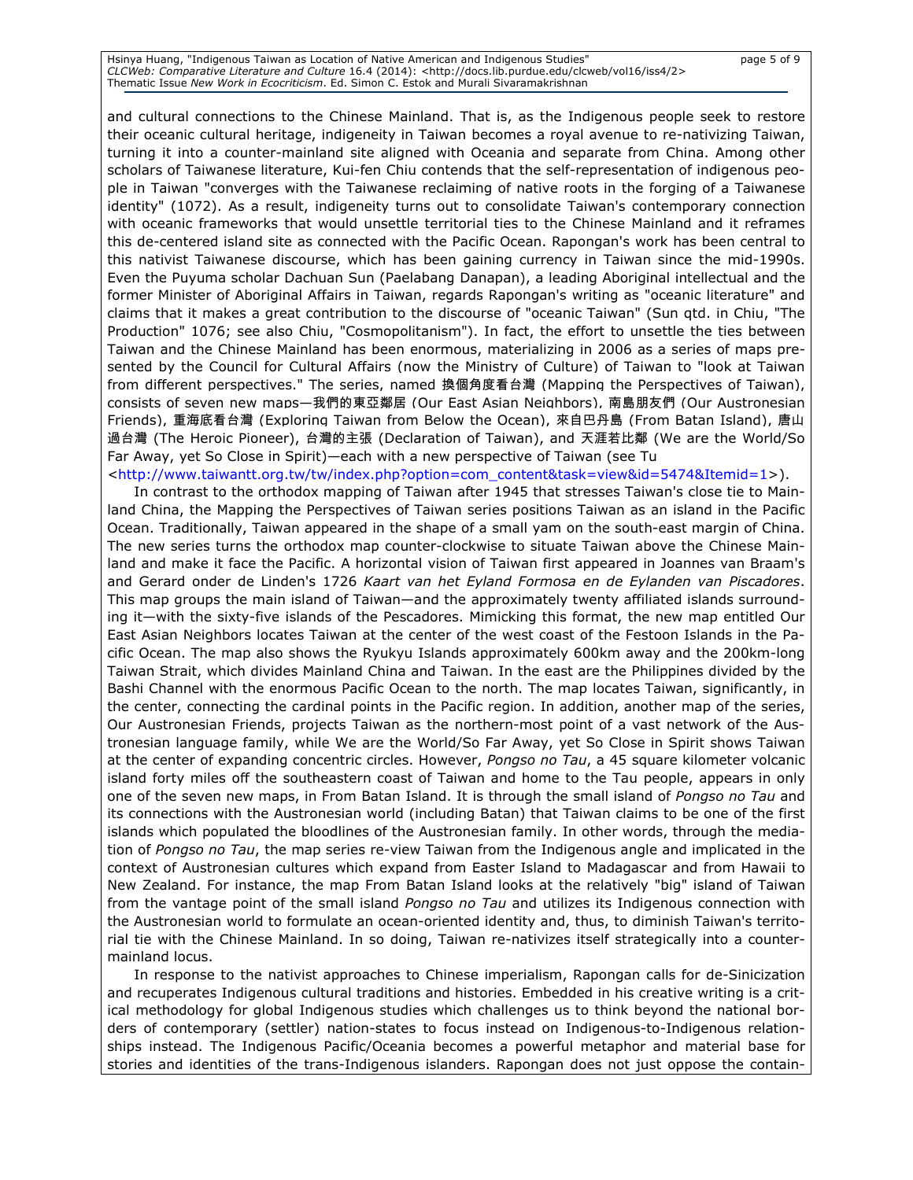and cultural connections to the Chinese Mainland. That is, as the Indigenous people seek to restore their oceanic cultural heritage, indigeneity in Taiwan becomes a royal avenue to re-nativizing Taiwan, turning it into a counter-mainland site aligned with Oceania and separate from China. Among other scholars of Taiwanese literature, Kui-fen Chiu contends that the self-representation of indigenous people in Taiwan "converges with the Taiwanese reclaiming of native roots in the forging of a Taiwanese identity" (1072). As a result, indigeneity turns out to consolidate Taiwan's contemporary connection with oceanic frameworks that would unsettle territorial ties to the Chinese Mainland and it reframes this de-centered island site as connected with the Pacific Ocean. Rapongan's work has been central to this nativist Taiwanese discourse, which has been gaining currency in Taiwan since the mid-1990s. Even the Puyuma scholar Dachuan Sun (Paelabang Danapan), a leading Aboriginal intellectual and the former Minister of Aboriginal Affairs in Taiwan, regards Rapongan's writing as "oceanic literature" and claims that it makes a great contribution to the discourse of "oceanic Taiwan" (Sun qtd. in Chiu, "The Production" 1076; see also Chiu, "Cosmopolitanism"). In fact, the effort to unsettle the ties between Taiwan and the Chinese Mainland has been enormous, materializing in 2006 as a series of maps presented by the Council for Cultural Affairs (now the Ministry of Culture) of Taiwan to "look at Taiwan from different perspectives." The series, named 換個角度看台灣 (Mapping the Perspectives of Taiwan), consists of seven new maps—我們的東亞鄰居 (Our East Asian Neighbors), 南島朋友們 (Our Austronesian Friends), 重海底看台灣 (Exploring Taiwan from Below the Ocean), 來自巴丹島 (From Batan Island), 唐山過台灣 (The Heroic Pioneer), 台灣的主張 (Declaration of Taiwan), and 天涯若比鄰 (We are the World/So Far Away, yet So Close in Spirit)—each with a new perspective of Taiwan (see Tu <http://www.taiwantt.org.tw/tw/index.php?option=com_content&task=view&id=5474&Itemid=1>).

In contrast to the orthodox mapping of Taiwan after 1945 that stresses Taiwan's close tie to Mainland China, the Mapping the Perspectives of Taiwan series positions Taiwan as an island in the Pacific Ocean. Traditionally, Taiwan appeared in the shape of a small yam on the south-east margin of China. The new series turns the orthodox map counter-clockwise to situate Taiwan above the Chinese Mainland and make it face the Pacific. A horizontal vision of Taiwan first appeared in Joannes van Braam's and Gerard onder de Linden's 1726 *Kaart van het Eyland Formosa en de Eylanden van Piscadores*. This map groups the main island of Taiwan—and the approximately twenty affiliated islands surrounding it—with the sixty-five islands of the Pescadores. Mimicking this format, the new map entitled Our East Asian Neighbors locates Taiwan at the center of the west coast of the Festoon Islands in the Pacific Ocean. The map also shows the Ryukyu Islands approximately 600km away and the 200km-long Taiwan Strait, which divides Mainland China and Taiwan. In the east are the Philippines divided by the Bashi Channel with the enormous Pacific Ocean to the north. The map locates Taiwan, significantly, in the center, connecting the cardinal points in the Pacific region. In addition, another map of the series, Our Austronesian Friends, projects Taiwan as the northern-most point of a vast network of the Austronesian language family, while We are the World/So Far Away, yet So Close in Spirit shows Taiwan at the center of expanding concentric circles. However, *Pongso no Tau*, a 45 square kilometer volcanic island forty miles off the southeastern coast of Taiwan and home to the Tau people, appears in only one of the seven new maps, in From Batan Island. It is through the small island of *Pongso no Tau* and its connections with the Austronesian world (including Batan) that Taiwan claims to be one of the first islands which populated the bloodlines of the Austronesian family. In other words, through the mediation of *Pongso no Tau*, the map series re-view Taiwan from the Indigenous angle and implicated in the context of Austronesian cultures which expand from Easter Island to Madagascar and from Hawaii to New Zealand. For instance, the map From Batan Island looks at the relatively "big" island of Taiwan from the vantage point of the small island *Pongso no Tau* and utilizes its Indigenous connection with the Austronesian world to formulate an ocean-oriented identity and, thus, to diminish Taiwan's territorial tie with the Chinese Mainland. In so doing, Taiwan re-nativizes itself strategically into a counter-mainland locus.

In response to the nativist approaches to Chinese imperialism, Rapongan calls for de-Sinicization and recuperates Indigenous cultural traditions and histories. Embedded in his creative writing is a critical methodology for global Indigenous studies which challenges us to think beyond the national borders of contemporary (settler) nation-states to focus instead on Indigenous-to-Indigenous relationships instead. The Indigenous Pacific/Oceania becomes a powerful metaphor and material base for stories and identities of the trans-Indigenous islanders. Rapongan does not just oppose the contain-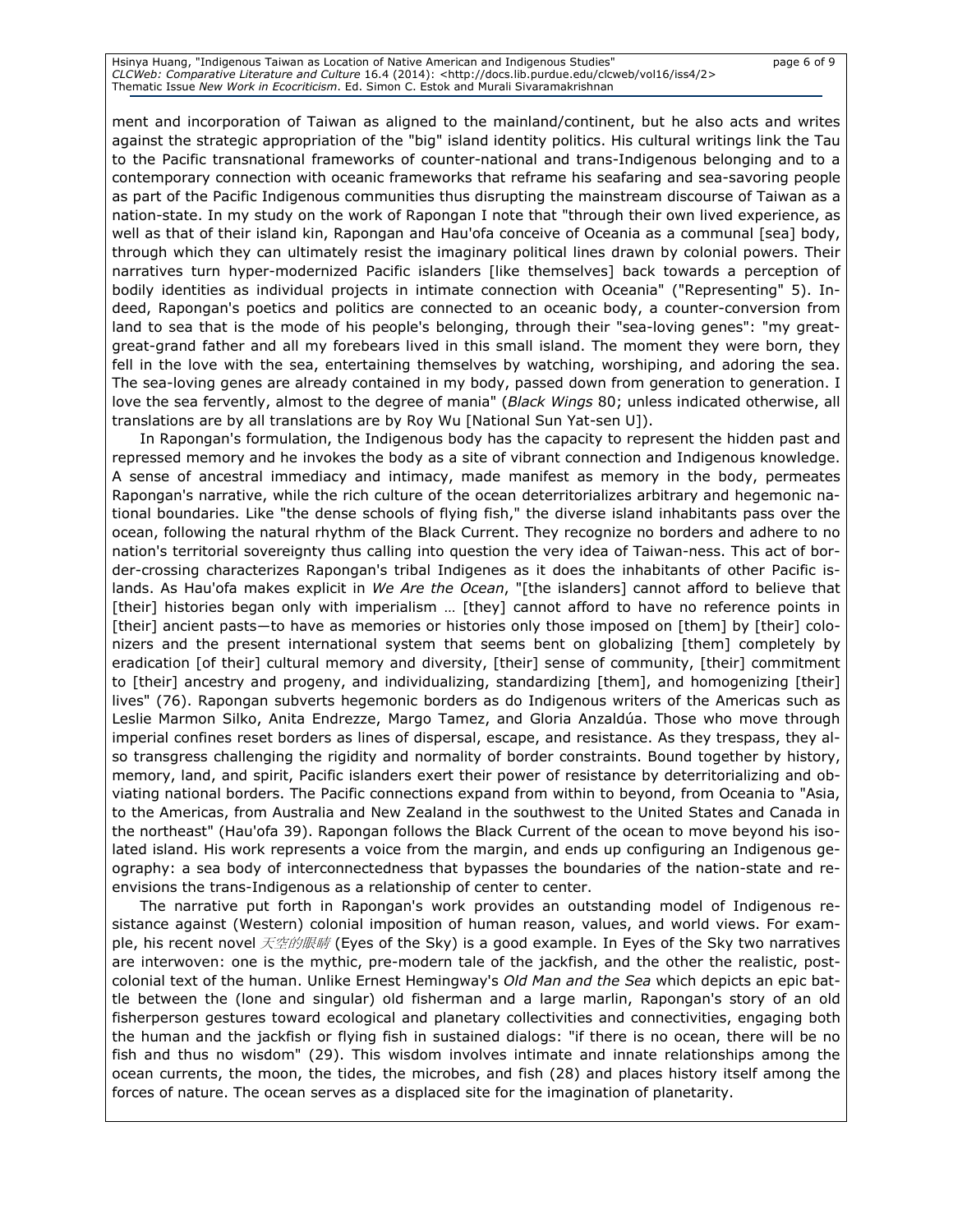ment and incorporation of Taiwan as aligned to the mainland/continent, but he also acts and writes against the strategic appropriation of the "big" island identity politics. His cultural writings link the Tau to the Pacific transnational frameworks of counter-national and trans-Indigenous belonging and to a contemporary connection with oceanic frameworks that reframe his seafaring and sea-savoring people as part of the Pacific Indigenous communities thus disrupting the mainstream discourse of Taiwan as a nation-state. In my study on the work of Rapongan and Hau'ofa I note that "through their own lived experience, as well as that of their island kin, Rapongan and Hau'ofa conceive of Oceania as a communal [sea] body, through which they can ultimately resist the imaginary political lines drawn by colonial powers. Their narratives turn hyper-modernized Pacific islanders [like themselves] back towards a perception of bodily identities as individual projects in intimate connection with Oceania" ("Representing" 5). Indeed, Rapongan's poetics and politics are connected to an oceanic body, a counter-conversion from land to sea that is the mode of his people's belonging, through their "sea-loving genes": "my great-great-grand father and all my forebears lived in this small island. The moment they were born, they fell in the love with the sea, entertaining themselves by watching, worshiping, and adoring the sea. The sea-loving genes are already contained in my body, passed down from generation to generation. I love the sea fervently, almost to the degree of mania" (*Black Wings* 80; unless indicated otherwise, all translations are by all translations are by Roy Wu [National Sun Yat-sen U]).

In Rapongan's formulation, the Indigenous body has the capacity to represent the hidden past and repressed memory and he invokes the body as a site of vibrant connection and Indigenous knowledge. A sense of ancestral immediacy and intimacy, made manifest as memory in the body, permeates Rapongan's narrative, while the rich culture of the ocean deterritorializes arbitrary and hegemonic national boundaries. Like "the dense schools of flying fish," the diverse island inhabitants pass over the ocean, following the natural rhythm of the Black Current. They recognize no borders and adhere to no nation's territorial sovereignty thus calling into question the very idea of Taiwan-ness. This act of border-crossing characterizes Rapongan's tribal Indigenes as it does the inhabitants of other Pacific islands. As Hau'ofa makes explicit in *We Are the Ocean*, "[the islanders] cannot afford to believe that [their] histories began only with imperialism … [they] cannot afford to have no reference points in [their] ancient pasts—to have as memories or histories only those imposed on [them] by [their] colonizers and the present international system that seems bent on globalizing [them] completely by eradication [of their] cultural memory and diversity, [their] sense of community, [their] commitment to [their] ancestry and progeny, and individualizing, standardizing [them], and homogenizing [their] lives" (76). Rapongan subverts hegemonic borders as do Indigenous writers of the Americas such as Leslie Marmon Silko, Anita Endrezze, Margo Tamez, and Gloria Anzaldúa. Those who move through imperial confines reset borders as lines of dispersal, escape, and resistance. As they trespass, they also transgress challenging the rigidity and normality of border constraints. Bound together by history, memory, land, and spirit, Pacific islanders exert their power of resistance by deterritorializing and obviating national borders. The Pacific connections expand from within to beyond, from Oceania to "Asia, to the Americas, from Australia and New Zealand in the southwest to the United States and Canada in the northeast" (Hau'ofa 39). Rapongan follows the Black Current of the ocean to move beyond his isolated island. His work represents a voice from the margin, and ends up configuring an Indigenous geography: a sea body of interconnectedness that bypasses the boundaries of the nation-state and re-envisions the trans-Indigenous as a relationship of center to center.

The narrative put forth in Rapongan's work provides an outstanding model of Indigenous resistance against (Western) colonial imposition of human reason, values, and world views. For example, his recent novel *天空的眼睛* (Eyes of the Sky) is a good example. In Eyes of the Sky two narratives are interwoven: one is the mythic, pre-modern tale of the jackfish, and the other the realistic, post-colonial text of the human. Unlike Ernest Hemingway's *Old Man and the Sea* which depicts an epic battle between the (lone and singular) old fisherman and a large marlin, Rapongan's story of an old fisherperson gestures toward ecological and planetary collectivities and connectivities, engaging both the human and the jackfish or flying fish in sustained dialogs: "if there is no ocean, there will be no fish and thus no wisdom" (29). This wisdom involves intimate and innate relationships among the ocean currents, the moon, the tides, the microbes, and fish (28) and places history itself among the forces of nature. The ocean serves as a displaced site for the imagination of planetarity.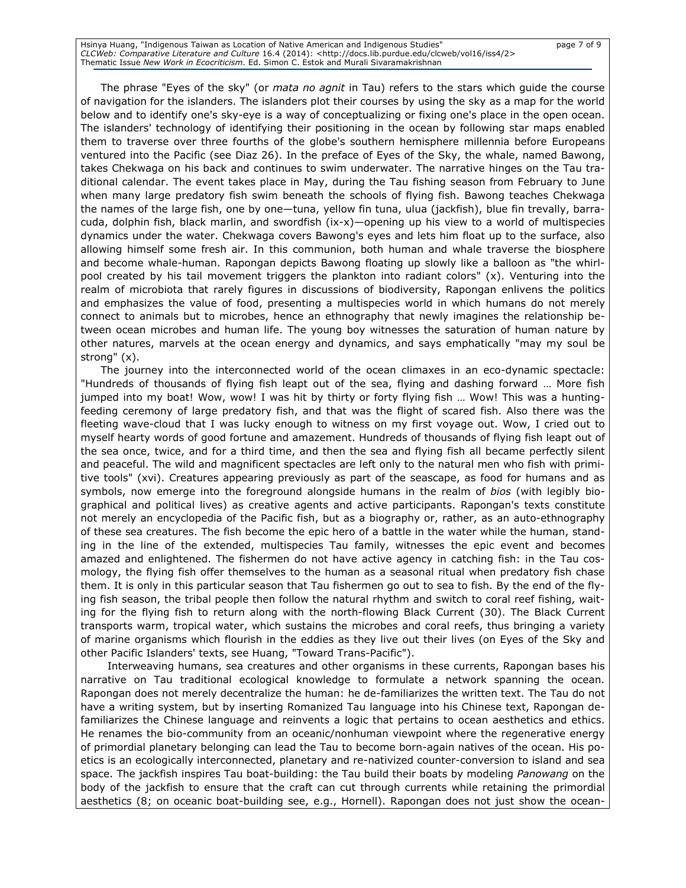The phrase "Eyes of the sky" (or *mata no agnit* in Tau) refers to the stars which guide the course of navigation for the islanders. The islanders plot their courses by using the sky as a map for the world below and to identify one's sky-eye is a way of conceptualizing or fixing one's place in the open ocean. The islanders' technology of identifying their positioning in the ocean by following star maps enabled them to traverse over three fourths of the globe's southern hemisphere millennia before Europeans ventured into the Pacific (see Diaz 26). In the preface of Eyes of the Sky, the whale, named Bawong, takes Chekwaga on his back and continues to swim underwater. The narrative hinges on the Tau traditional calendar. The event takes place in May, during the Tau fishing season from February to June when many large predatory fish swim beneath the schools of flying fish. Bawong teaches Chekwaga the names of the large fish, one by one—tuna, yellow fin tuna, ulua (jackfish), blue fin trevally, barracuda, dolphin fish, black marlin, and swordfish (ix-x)—opening up his view to a world of multispecies dynamics under the water. Chekwaga covers Bawong's eyes and lets him float up to the surface, also allowing himself some fresh air. In this communion, both human and whale traverse the biosphere and become whale-human. Rapongan depicts Bawong floating up slowly like a balloon as "the whirlpool created by his tail movement triggers the plankton into radiant colors" (x). Venturing into the realm of microbiota that rarely figures in discussions of biodiversity, Rapongan enlivens the politics and emphasizes the value of food, presenting a multispecies world in which humans do not merely connect to animals but to microbes, hence an ethnography that newly imagines the relationship between ocean microbes and human life. The young boy witnesses the saturation of human nature by other natures, marvels at the ocean energy and dynamics, and says emphatically "may my soul be strong" (x).

The journey into the interconnected world of the ocean climaxes in an eco-dynamic spectacle: "Hundreds of thousands of flying fish leapt out of the sea, flying and dashing forward … More fish jumped into my boat! Wow, wow! I was hit by thirty or forty flying fish … Wow! This was a hunting-feeding ceremony of large predatory fish, and that was the flight of scared fish. Also there was the fleeting wave-cloud that I was lucky enough to witness on my first voyage out. Wow, I cried out to myself hearty words of good fortune and amazement. Hundreds of thousands of flying fish leapt out of the sea once, twice, and for a third time, and then the sea and flying fish all became perfectly silent and peaceful. The wild and magnificent spectacles are left only to the natural men who fish with primitive tools" (xvi). Creatures appearing previously as part of the seascape, as food for humans and as symbols, now emerge into the foreground alongside humans in the realm of *bios* (with legibly biographical and political lives) as creative agents and active participants. Rapongan's texts constitute not merely an encyclopedia of the Pacific fish, but as a biography or, rather, as an auto-ethnography of these sea creatures. The fish become the epic hero of a battle in the water while the human, standing in the line of the extended, multispecies Tau family, witnesses the epic event and becomes amazed and enlightened. The fishermen do not have active agency in catching fish: in the Tau cosmology, the flying fish offer themselves to the human as a seasonal ritual when predatory fish chase them. It is only in this particular season that Tau fishermen go out to sea to fish. By the end of the flying fish season, the tribal people then follow the natural rhythm and switch to coral reef fishing, waiting for the flying fish to return along with the north-flowing Black Current (30). The Black Current transports warm, tropical water, which sustains the microbes and coral reefs, thus bringing a variety of marine organisms which flourish in the eddies as they live out their lives (on Eyes of the Sky and other Pacific Islanders' texts, see Huang, "Toward Trans-Pacific").

Interweaving humans, sea creatures and other organisms in these currents, Rapongan bases his narrative on Tau traditional ecological knowledge to formulate a network spanning the ocean. Rapongan does not merely decentralize the human: he de-familiarizes the written text. The Tau do not have a writing system, but by inserting Romanized Tau language into his Chinese text, Rapongan de-familiarizes the Chinese language and reinvents a logic that pertains to ocean aesthetics and ethics. He renames the bio-community from an oceanic/nonhuman viewpoint where the regenerative energy of primordial planetary belonging can lead the Tau to become born-again natives of the ocean. His poetics is an ecologically interconnected, planetary and re-nativized counter-conversion to island and sea space. The jackfish inspires Tau boat-building: the Tau build their boats by modeling *Panowang* on the body of the jackfish to ensure that the craft can cut through currents while retaining the primordial aesthetics (8; on oceanic boat-building see, e.g., Hornell). Rapongan does not just show the ocean-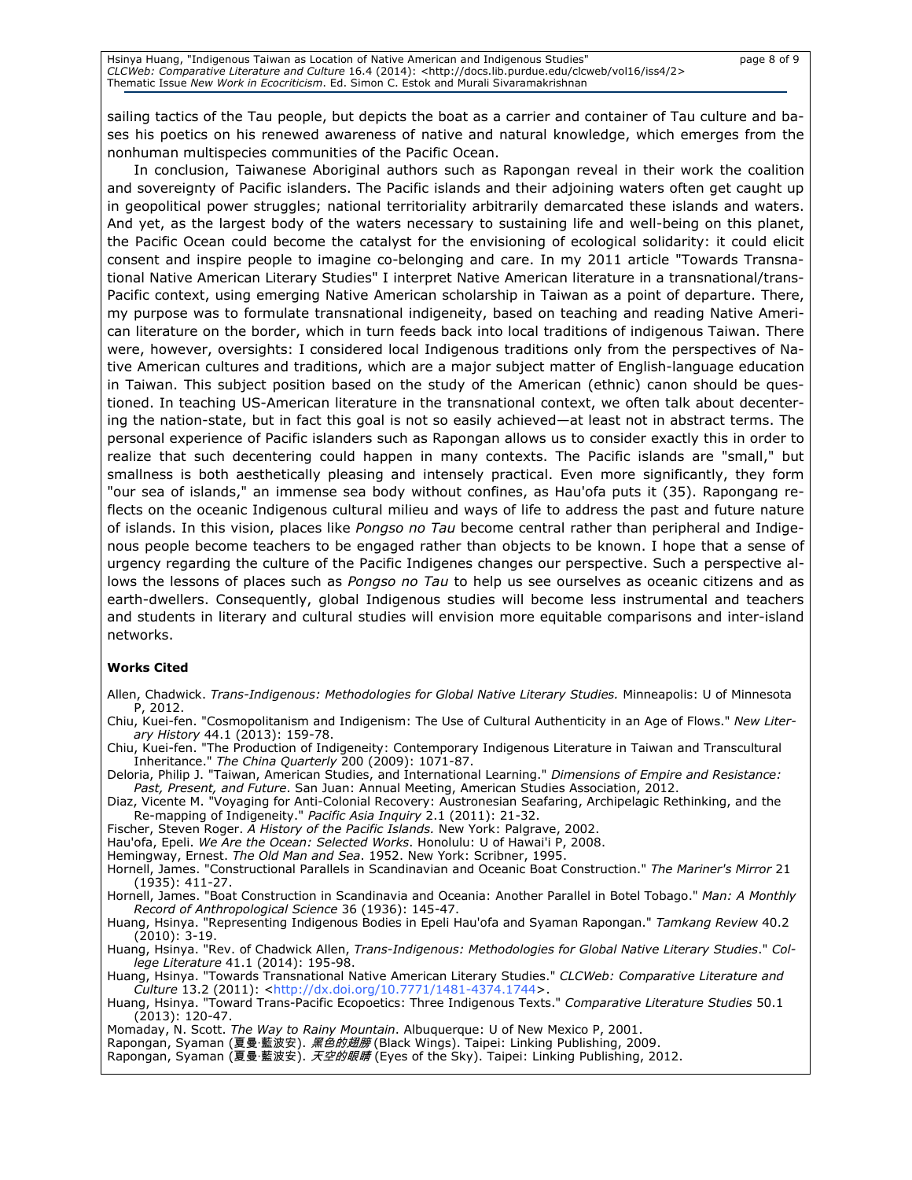sailing tactics of the Tau people, but depicts the boat as a carrier and container of Tau culture and bases his poetics on his renewed awareness of native and natural knowledge, which emerges from the nonhuman multispecies communities of the Pacific Ocean.

In conclusion, Taiwanese Aboriginal authors such as Rapongan reveal in their work the coalition and sovereignty of Pacific islanders. The Pacific islands and their adjoining waters often get caught up in geopolitical power struggles; national territoriality arbitrarily demarcated these islands and waters. And yet, as the largest body of the waters necessary to sustaining life and well-being on this planet, the Pacific Ocean could become the catalyst for the envisioning of ecological solidarity: it could elicit consent and inspire people to imagine co-belonging and care. In my 2011 article "Towards Transnational Native American Literary Studies" I interpret Native American literature in a transnational/trans-Pacific context, using emerging Native American scholarship in Taiwan as a point of departure. There, my purpose was to formulate transnational indigeneity, based on teaching and reading Native American literature on the border, which in turn feeds back into local traditions of indigenous Taiwan. There were, however, oversights: I considered local Indigenous traditions only from the perspectives of Native American cultures and traditions, which are a major subject matter of English-language education in Taiwan. This subject position based on the study of the American (ethnic) canon should be questioned. In teaching US-American literature in the transnational context, we often talk about decentering the nation-state, but in fact this goal is not so easily achieved—at least not in abstract terms. The personal experience of Pacific islanders such as Rapongan allows us to consider exactly this in order to realize that such decentering could happen in many contexts. The Pacific islands are "small," but smallness is both aesthetically pleasing and intensely practical. Even more significantly, they form "our sea of islands," an immense sea body without confines, as Hau'ofa puts it (35). Rapongang reflects on the oceanic Indigenous cultural milieu and ways of life to address the past and future nature of islands. In this vision, places like *Pongso no Tau* become central rather than peripheral and Indigenous people become teachers to be engaged rather than objects to be known. I hope that a sense of urgency regarding the culture of the Pacific Indigenes changes our perspective. Such a perspective allows the lessons of places such as *Pongso no Tau* to help us see ourselves as oceanic citizens and as earth-dwellers. Consequently, global Indigenous studies will become less instrumental and teachers and students in literary and cultural studies will envision more equitable comparisons and inter-island networks.

**Works Cited**

Allen, Chadwick. *Trans-Indigenous: Methodologies for Global Native Literary Studies.* Minneapolis: U of Minnesota P, 2012.

Chiu, Kuei-fen. "Cosmopolitanism and Indigenism: The Use of Cultural Authenticity in an Age of Flows." *New Literary History* 44.1 (2013): 159-78.

Chiu, Kuei-fen. "The Production of Indigeneity: Contemporary Indigenous Literature in Taiwan and Transcultural Inheritance." *The China Quarterly* 200 (2009): 1071-87.

Deloria, Philip J. "Taiwan, American Studies, and International Learning." *Dimensions of Empire and Resistance: Past, Present, and Future*. San Juan: Annual Meeting, American Studies Association, 2012.

Diaz, Vicente M. "Voyaging for Anti-Colonial Recovery: Austronesian Seafaring, Archipelagic Rethinking, and the Re-mapping of Indigeneity." *Pacific Asia Inquiry* 2.1 (2011): 21-32.

Fischer, Steven Roger. *A History of the Pacific Islands.* New York: Palgrave, 2002.

Hau'ofa, Epeli. *We Are the Ocean: Selected Works*. Honolulu: U of Hawai'i P, 2008.

Hemingway, Ernest. *The Old Man and Sea*. 1952. New York: Scribner, 1995.

Hornell, James. "Constructional Parallels in Scandinavian and Oceanic Boat Construction." *The Mariner's Mirror* 21 (1935): 411-27.

Hornell, James. "Boat Construction in Scandinavia and Oceania: Another Parallel in Botel Tobago." *Man: A Monthly Record of Anthropological Science* 36 (1936): 145-47.

Huang, Hsinya. "Representing Indigenous Bodies in Epeli Hau'ofa and Syaman Rapongan." *Tamkang Review* 40.2 (2010): 3-19.

Huang, Hsinya. "Rev. of Chadwick Allen, *Trans-Indigenous: Methodologies for Global Native Literary Studies*." *College Literature* 41.1 (2014): 195-98.

Huang, Hsinya. "Towards Transnational Native American Literary Studies." *CLCWeb: Comparative Literature and Culture* 13.2 (2011): <http://dx.doi.org/10.7771/1481-4374.1744>.

Huang, Hsinya. "Toward Trans-Pacific Ecopoetics: Three Indigenous Texts." *Comparative Literature Studies* 50.1 (2013): 120-47.

Momaday, N. Scott. *The Way to Rainy Mountain*. Albuquerque: U of New Mexico P, 2001.

Rapongan, Syaman (夏曼·藍波安). *黑色的翅膀* (Black Wings). Taipei: Linking Publishing, 2009.

Rapongan, Syaman (夏曼·藍波安). *天空的眼睛* (Eyes of the Sky). Taipei: Linking Publishing, 2012.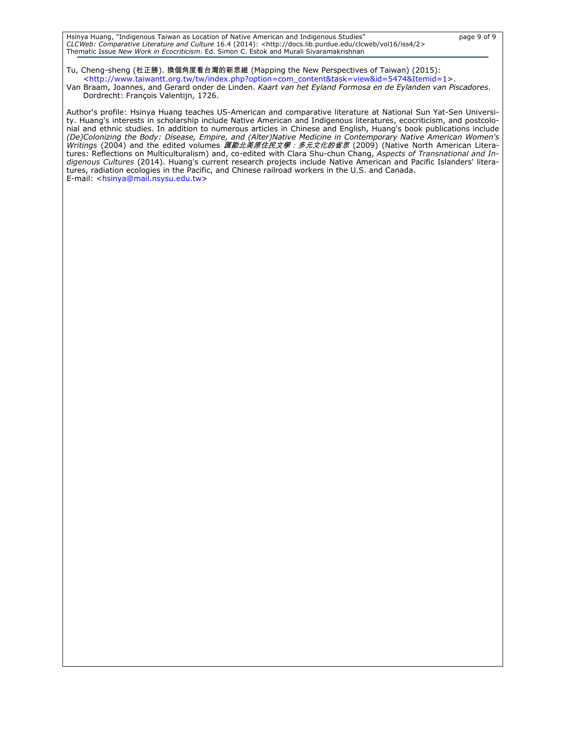Tu, Cheng-sheng (杜正勝). 換個角度看台灣的新思維 (Mapping the New Perspectives of Taiwan) (2015): <http://www.taiwantt.org.tw/tw/index.php?option=com_content&task=view&id=5474&Itemid=1>.

Van Braam, Joannes, and Gerard onder de Linden. *Kaart van het Eyland Formosa en de Eylanden van Piscadores*. Dordrecht: François Valentijn, 1726.

Author's profile: Hsinya Huang teaches US-American and comparative literature at National Sun Yat-Sen University. Huang's interests in scholarship include Native American and Indigenous literatures, ecocriticism, and postcolonial and ethnic studies. In addition to numerous articles in Chinese and English, Huang's book publications include *(De)Colonizing the Body: Disease, Empire, and (Alter)Native Medicine in Contemporary Native American Women's Writings* (2004) and the edited volumes *匯勘北美原住民文學：多元文化的省思* (2009) (Native North American Literatures: Reflections on Multiculturalism) and, co-edited with Clara Shu-chun Chang, *Aspects of Transnational and Indigenous Cultures* (2014). Huang's current research projects include Native American and Pacific Islanders' literatures, radiation ecologies in the Pacific, and Chinese railroad workers in the U.S. and Canada.
E-mail: <hsinya@mail.nsysu.edu.tw>